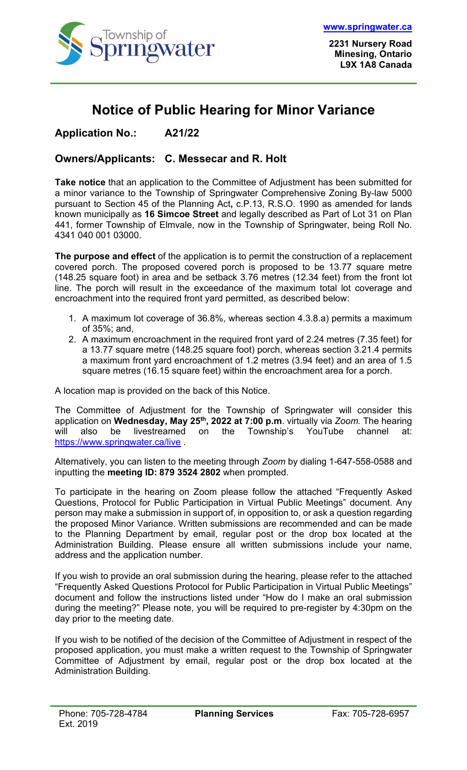www.springwater.ca

2231 Nursery Road
Minesing, Ontario
L9X 1A8 Canada

# Notice of Public Hearing for Minor Variance

**Application No.: A21/22**

**Owners/Applicants: C. Messecar and R. Holt**

**Take notice** that an application to the Committee of Adjustment has been submitted for a minor variance to the Township of Springwater Comprehensive Zoning By-law 5000 pursuant to Section 45 of the Planning Act**,** c.P.13, R.S.O. 1990 as amended for lands known municipally as **16 Simcoe Street** and legally described as Part of Lot 31 on Plan 441, former Township of Elmvale, now in the Township of Springwater, being Roll No. 4341 040 001 03000.

**The purpose and effect** of the application is to permit the construction of a replacement covered porch. The proposed covered porch is proposed to be 13.77 square metre (148.25 square foot) in area and be setback 3.76 metres (12.34 feet) from the front lot line. The porch will result in the exceedance of the maximum total lot coverage and encroachment into the required front yard permitted, as described below:

1. A maximum lot coverage of 36.8%, whereas section 4.3.8.a) permits a maximum of 35%; and,
2. A maximum encroachment in the required front yard of 2.24 metres (7.35 feet) for a 13.77 square metre (148.25 square foot) porch, whereas section 3.21.4 permits a maximum front yard encroachment of 1.2 metres (3.94 feet) and an area of 1.5 square metres (16.15 square feet) within the encroachment area for a porch.

A location map is provided on the back of this Notice.

The Committee of Adjustment for the Township of Springwater will consider this application on **Wednesday, May 25th, 2022 at 7:00 p.m**. virtually via *Zoom.* The hearing will also be livestreamed on the Township's YouTube channel at: https://www.springwater.ca/live .

Alternatively, you can listen to the meeting through *Zoom* by dialing 1-647-558-0588 and inputting the **meeting ID: 879 3524 2802** when prompted.

To participate in the hearing on Zoom please follow the attached "Frequently Asked Questions, Protocol for Public Participation in Virtual Public Meetings" document. Any person may make a submission in support of, in opposition to, or ask a question regarding the proposed Minor Variance. Written submissions are recommended and can be made to the Planning Department by email, regular post or the drop box located at the Administration Building. Please ensure all written submissions include your name, address and the application number.

If you wish to provide an oral submission during the hearing, please refer to the attached "Frequently Asked Questions Protocol for Public Participation in Virtual Public Meetings" document and follow the instructions listed under "How do I make an oral submission during the meeting?" Please note, you will be required to pre-register by 4:30pm on the day prior to the meeting date.

If you wish to be notified of the decision of the Committee of Adjustment in respect of the proposed application, you must make a written request to the Township of Springwater Committee of Adjustment by email, regular post or the drop box located at the Administration Building.

Phone: 705-728-4784 Ext. 2019 | **Planning Services** | Fax: 705-728-6957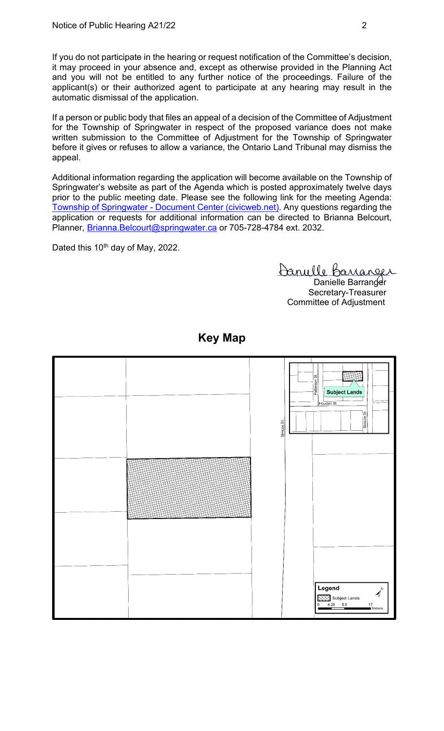If you do not participate in the hearing or request notification of the Committee's decision, it may proceed in your absence and, except as otherwise provided in the Planning Act and you will not be entitled to any further notice of the proceedings. Failure of the applicant(s) or their authorized agent to participate at any hearing may result in the automatic dismissal of the application.

If a person or public body that files an appeal of a decision of the Committee of Adjustment for the Township of Springwater in respect of the proposed variance does not make written submission to the Committee of Adjustment for the Township of Springwater before it gives or refuses to allow a variance, the Ontario Land Tribunal may dismiss the appeal.

Additional information regarding the application will become available on the Township of Springwater's website as part of the Agenda which is posted approximately twelve days prior to the public meeting date. Please see the following link for the meeting Agenda: [Township of Springwater - Document Center (civicweb.net)](Township of Springwater - Document Center (civicweb.net)). Any questions regarding the application or requests for additional information can be directed to Brianna Belcourt, Planner, [Brianna.Belcourt@springwater.ca](mailto:Brianna.Belcourt@springwater.ca) or 705-728-4784 ext. 2032.

Dated this 10th day of May, 2022.

Danielle Barranger
Secretary-Treasurer
Committee of Adjustment

## Key Map

Simcoe St.

Patterson St.

Subject Lands

Houden St.

Simcoe St.

Legend

Subject Lands

0 4.25 8.5 17 Meters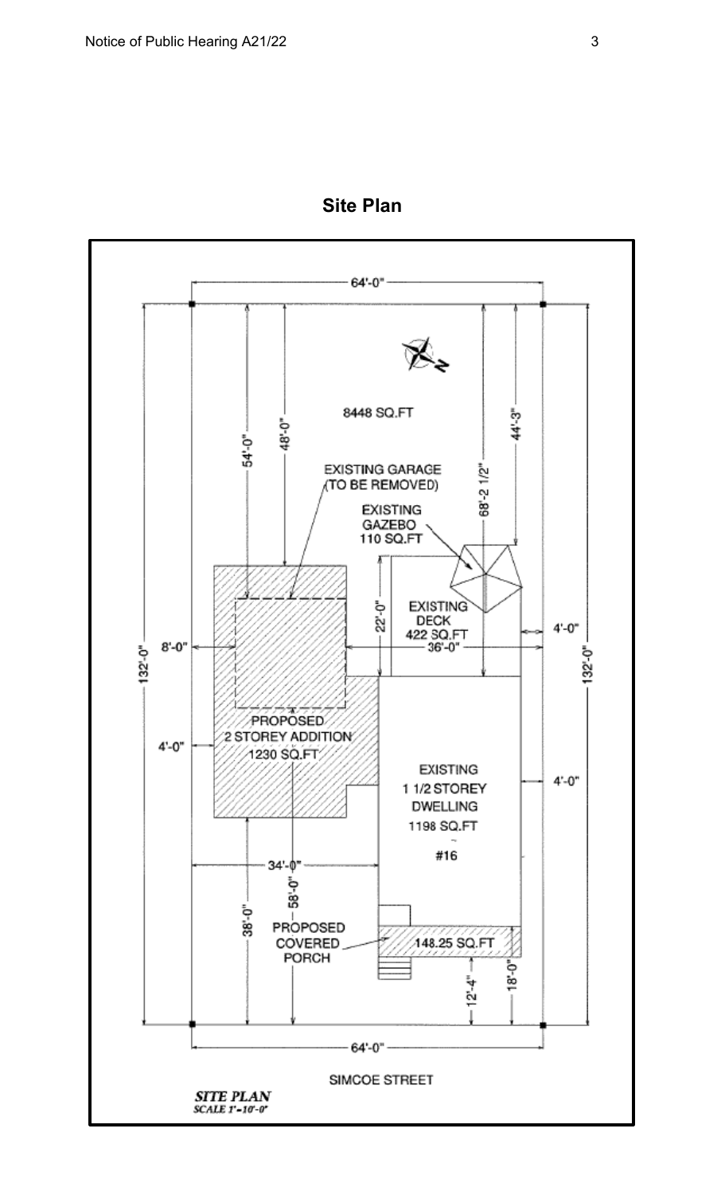## Site Plan

64'-0"

8448 SQ.FT

54'-0"

48'-0"

EXISTING GARAGE (TO BE REMOVED)

EXISTING GAZEBO 110 SQ.FT

68'-2 1/2"

44'-3"

22'-0"

EXISTING DECK 422 SQ.FT

36'-0"

4'-0"

8'-0"

132'-0"

132'-0"

PROPOSED 2 STOREY ADDITION 1230 SQ.FT

4'-0"

EXISTING 1 1/2 STOREY DWELLING 1198 SQ.FT #16

4'-0"

34'-0"

58'-0"

38'-0"

PROPOSED COVERED PORCH

148.25 SQ.FT

12'-4"

18'-0"

64'-0"

SIMCOE STREET

***SITE PLAN***
*SCALE 1"=10'-0"*